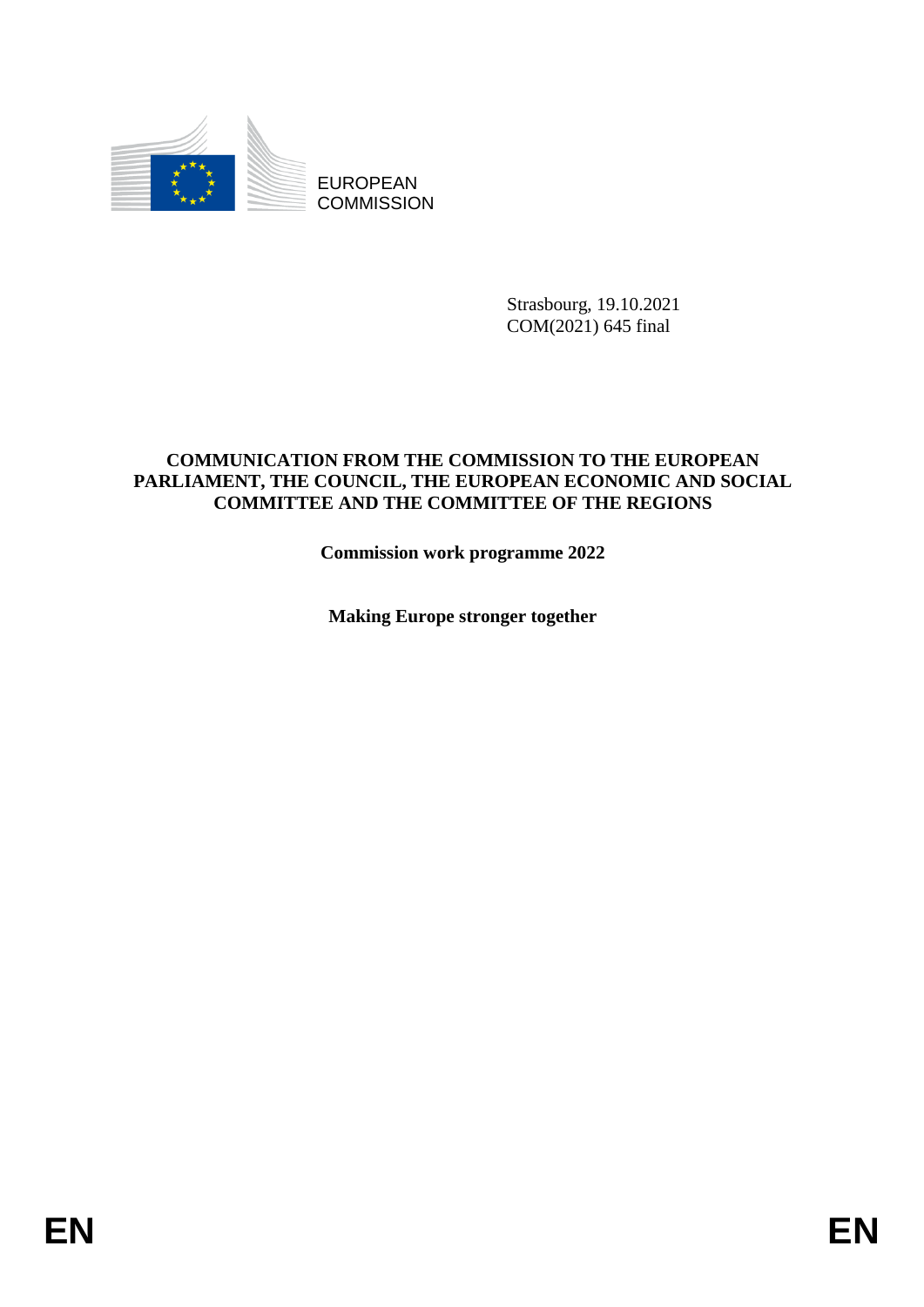EUROPEAN COMMISSION

Strasbourg, 19.10.2021
COM(2021) 645 final

**COMMUNICATION FROM THE COMMISSION TO THE EUROPEAN PARLIAMENT, THE COUNCIL, THE EUROPEAN ECONOMIC AND SOCIAL COMMITTEE AND THE COMMITTEE OF THE REGIONS**

# Commission work programme 2022

## Making Europe stronger together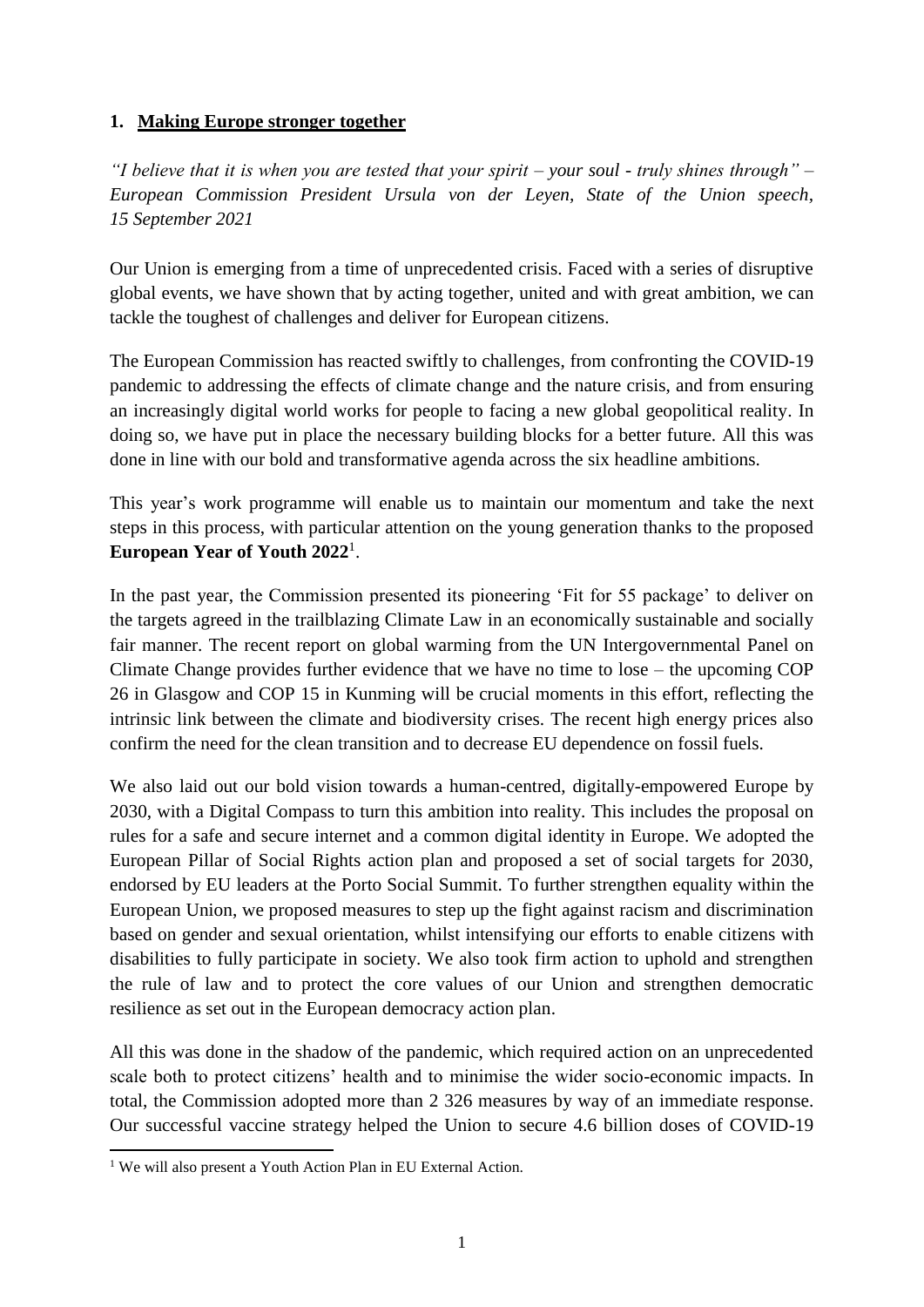## 1. **Making Europe stronger together**

*"I believe that it is when you are tested that your spirit – your soul - truly shines through" – European Commission President Ursula von der Leyen, State of the Union speech, 15 September 2021*

Our Union is emerging from a time of unprecedented crisis. Faced with a series of disruptive global events, we have shown that by acting together, united and with great ambition, we can tackle the toughest of challenges and deliver for European citizens.

The European Commission has reacted swiftly to challenges, from confronting the COVID-19 pandemic to addressing the effects of climate change and the nature crisis, and from ensuring an increasingly digital world works for people to facing a new global geopolitical reality. In doing so, we have put in place the necessary building blocks for a better future. All this was done in line with our bold and transformative agenda across the six headline ambitions.

This year's work programme will enable us to maintain our momentum and take the next steps in this process, with particular attention on the young generation thanks to the proposed **European Year of Youth 2022**[1].

In the past year, the Commission presented its pioneering 'Fit for 55 package' to deliver on the targets agreed in the trailblazing Climate Law in an economically sustainable and socially fair manner. The recent report on global warming from the UN Intergovernmental Panel on Climate Change provides further evidence that we have no time to lose – the upcoming COP 26 in Glasgow and COP 15 in Kunming will be crucial moments in this effort, reflecting the intrinsic link between the climate and biodiversity crises. The recent high energy prices also confirm the need for the clean transition and to decrease EU dependence on fossil fuels.

We also laid out our bold vision towards a human-centred, digitally-empowered Europe by 2030, with a Digital Compass to turn this ambition into reality. This includes the proposal on rules for a safe and secure internet and a common digital identity in Europe. We adopted the European Pillar of Social Rights action plan and proposed a set of social targets for 2030, endorsed by EU leaders at the Porto Social Summit. To further strengthen equality within the European Union, we proposed measures to step up the fight against racism and discrimination based on gender and sexual orientation, whilst intensifying our efforts to enable citizens with disabilities to fully participate in society. We also took firm action to uphold and strengthen the rule of law and to protect the core values of our Union and strengthen democratic resilience as set out in the European democracy action plan.

All this was done in the shadow of the pandemic, which required action on an unprecedented scale both to protect citizens' health and to minimise the wider socio-economic impacts. In total, the Commission adopted more than 2 326 measures by way of an immediate response. Our successful vaccine strategy helped the Union to secure 4.6 billion doses of COVID-19

[1] We will also present a Youth Action Plan in EU External Action.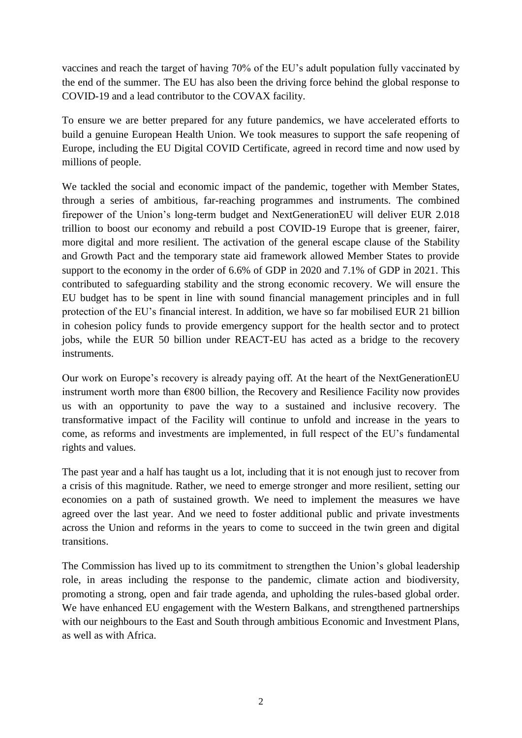vaccines and reach the target of having 70% of the EU's adult population fully vaccinated by the end of the summer. The EU has also been the driving force behind the global response to COVID-19 and a lead contributor to the COVAX facility.

To ensure we are better prepared for any future pandemics, we have accelerated efforts to build a genuine European Health Union. We took measures to support the safe reopening of Europe, including the EU Digital COVID Certificate, agreed in record time and now used by millions of people.

We tackled the social and economic impact of the pandemic, together with Member States, through a series of ambitious, far-reaching programmes and instruments. The combined firepower of the Union's long-term budget and NextGenerationEU will deliver EUR 2.018 trillion to boost our economy and rebuild a post COVID-19 Europe that is greener, fairer, more digital and more resilient. The activation of the general escape clause of the Stability and Growth Pact and the temporary state aid framework allowed Member States to provide support to the economy in the order of 6.6% of GDP in 2020 and 7.1% of GDP in 2021. This contributed to safeguarding stability and the strong economic recovery. We will ensure the EU budget has to be spent in line with sound financial management principles and in full protection of the EU's financial interest. In addition, we have so far mobilised EUR 21 billion in cohesion policy funds to provide emergency support for the health sector and to protect jobs, while the EUR 50 billion under REACT-EU has acted as a bridge to the recovery instruments.

Our work on Europe's recovery is already paying off. At the heart of the NextGenerationEU instrument worth more than €800 billion, the Recovery and Resilience Facility now provides us with an opportunity to pave the way to a sustained and inclusive recovery. The transformative impact of the Facility will continue to unfold and increase in the years to come, as reforms and investments are implemented, in full respect of the EU's fundamental rights and values.

The past year and a half has taught us a lot, including that it is not enough just to recover from a crisis of this magnitude. Rather, we need to emerge stronger and more resilient, setting our economies on a path of sustained growth. We need to implement the measures we have agreed over the last year. And we need to foster additional public and private investments across the Union and reforms in the years to come to succeed in the twin green and digital transitions.

The Commission has lived up to its commitment to strengthen the Union's global leadership role, in areas including the response to the pandemic, climate action and biodiversity, promoting a strong, open and fair trade agenda, and upholding the rules-based global order. We have enhanced EU engagement with the Western Balkans, and strengthened partnerships with our neighbours to the East and South through ambitious Economic and Investment Plans, as well as with Africa.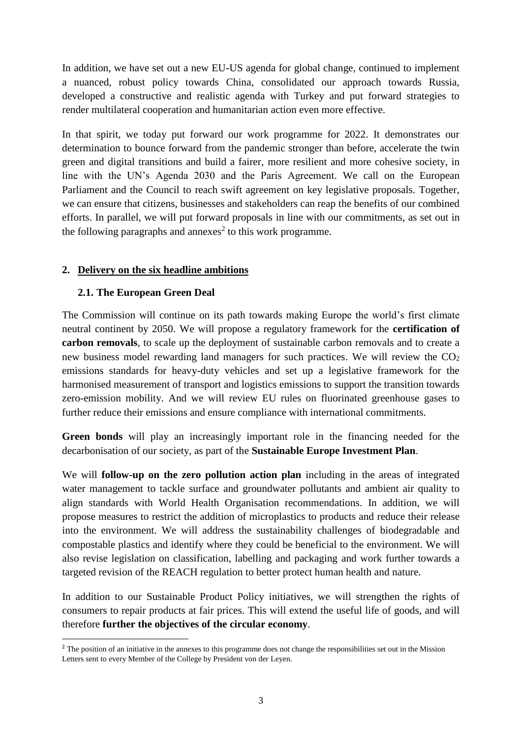In addition, we have set out a new EU-US agenda for global change, continued to implement a nuanced, robust policy towards China, consolidated our approach towards Russia, developed a constructive and realistic agenda with Turkey and put forward strategies to render multilateral cooperation and humanitarian action even more effective.

In that spirit, we today put forward our work programme for 2022. It demonstrates our determination to bounce forward from the pandemic stronger than before, accelerate the twin green and digital transitions and build a fairer, more resilient and more cohesive society, in line with the UN's Agenda 2030 and the Paris Agreement. We call on the European Parliament and the Council to reach swift agreement on key legislative proposals. Together, we can ensure that citizens, businesses and stakeholders can reap the benefits of our combined efforts. In parallel, we will put forward proposals in line with our commitments, as set out in the following paragraphs and annexes[2] to this work programme.

## 2. Delivery on the six headline ambitions

### 2.1. The European Green Deal

The Commission will continue on its path towards making Europe the world's first climate neutral continent by 2050. We will propose a regulatory framework for the **certification of carbon removals**, to scale up the deployment of sustainable carbon removals and to create a new business model rewarding land managers for such practices. We will review the $CO_2$ emissions standards for heavy-duty vehicles and set up a legislative framework for the harmonised measurement of transport and logistics emissions to support the transition towards zero-emission mobility. And we will review EU rules on fluorinated greenhouse gases to further reduce their emissions and ensure compliance with international commitments.

**Green bonds** will play an increasingly important role in the financing needed for the decarbonisation of our society, as part of the **Sustainable Europe Investment Plan**.

We will **follow-up on the zero pollution action plan** including in the areas of integrated water management to tackle surface and groundwater pollutants and ambient air quality to align standards with World Health Organisation recommendations. In addition, we will propose measures to restrict the addition of microplastics to products and reduce their release into the environment. We will address the sustainability challenges of biodegradable and compostable plastics and identify where they could be beneficial to the environment. We will also revise legislation on classification, labelling and packaging and work further towards a targeted revision of the REACH regulation to better protect human health and nature.

In addition to our Sustainable Product Policy initiatives, we will strengthen the rights of consumers to repair products at fair prices. This will extend the useful life of goods, and will therefore **further the objectives of the circular economy**.

[2] The position of an initiative in the annexes to this programme does not change the responsibilities set out in the Mission Letters sent to every Member of the College by President von der Leyen.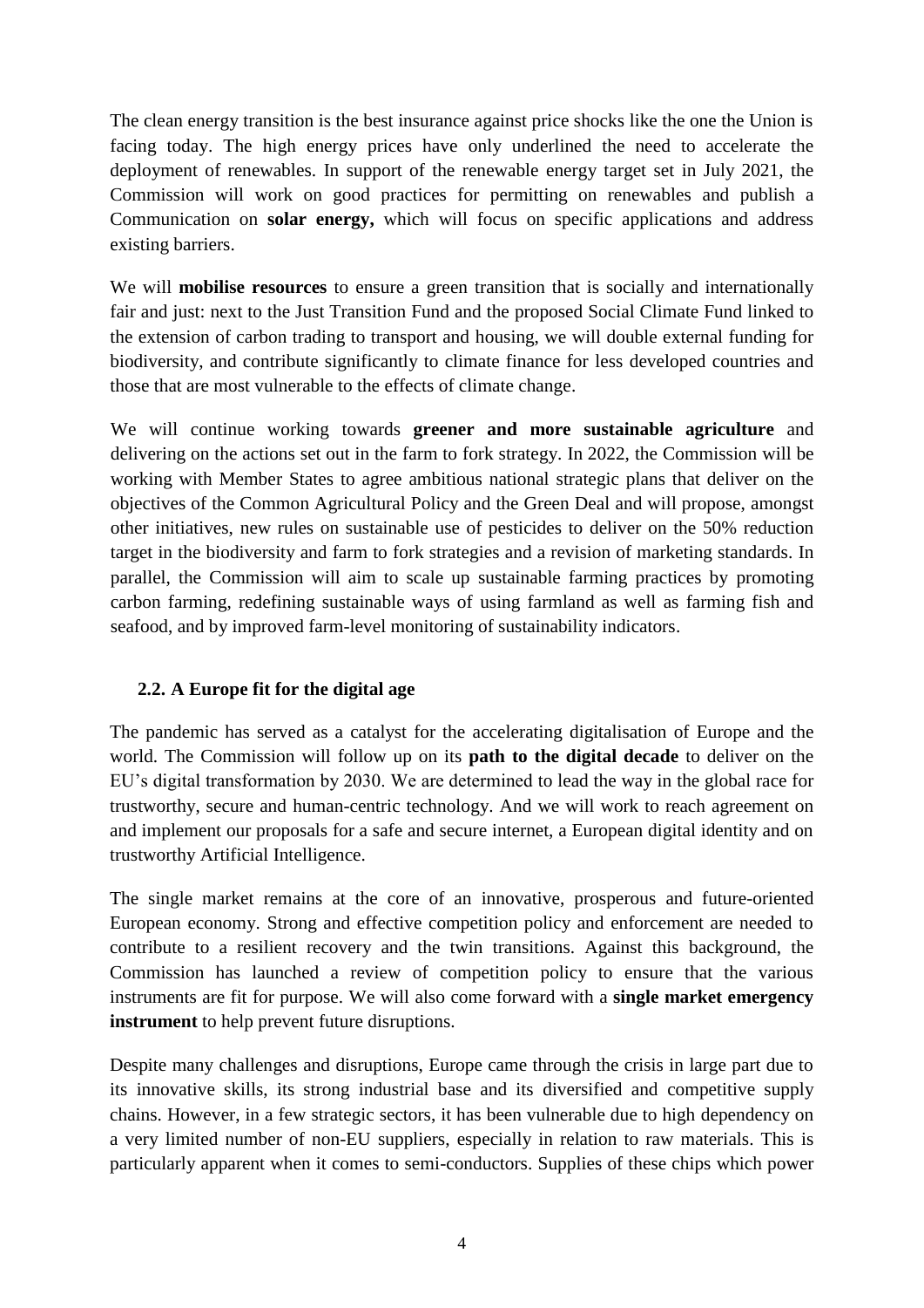The clean energy transition is the best insurance against price shocks like the one the Union is facing today. The high energy prices have only underlined the need to accelerate the deployment of renewables. In support of the renewable energy target set in July 2021, the Commission will work on good practices for permitting on renewables and publish a Communication on **solar energy,** which will focus on specific applications and address existing barriers.

We will **mobilise resources** to ensure a green transition that is socially and internationally fair and just: next to the Just Transition Fund and the proposed Social Climate Fund linked to the extension of carbon trading to transport and housing, we will double external funding for biodiversity, and contribute significantly to climate finance for less developed countries and those that are most vulnerable to the effects of climate change.

We will continue working towards **greener and more sustainable agriculture** and delivering on the actions set out in the farm to fork strategy. In 2022, the Commission will be working with Member States to agree ambitious national strategic plans that deliver on the objectives of the Common Agricultural Policy and the Green Deal and will propose, amongst other initiatives, new rules on sustainable use of pesticides to deliver on the 50% reduction target in the biodiversity and farm to fork strategies and a revision of marketing standards. In parallel, the Commission will aim to scale up sustainable farming practices by promoting carbon farming, redefining sustainable ways of using farmland as well as farming fish and seafood, and by improved farm-level monitoring of sustainability indicators.

### 2.2. A Europe fit for the digital age

The pandemic has served as a catalyst for the accelerating digitalisation of Europe and the world. The Commission will follow up on its **path to the digital decade** to deliver on the EU's digital transformation by 2030. We are determined to lead the way in the global race for trustworthy, secure and human-centric technology. And we will work to reach agreement on and implement our proposals for a safe and secure internet, a European digital identity and on trustworthy Artificial Intelligence.

The single market remains at the core of an innovative, prosperous and future-oriented European economy. Strong and effective competition policy and enforcement are needed to contribute to a resilient recovery and the twin transitions. Against this background, the Commission has launched a review of competition policy to ensure that the various instruments are fit for purpose. We will also come forward with a **single market emergency instrument** to help prevent future disruptions.

Despite many challenges and disruptions, Europe came through the crisis in large part due to its innovative skills, its strong industrial base and its diversified and competitive supply chains. However, in a few strategic sectors, it has been vulnerable due to high dependency on a very limited number of non-EU suppliers, especially in relation to raw materials. This is particularly apparent when it comes to semi-conductors. Supplies of these chips which power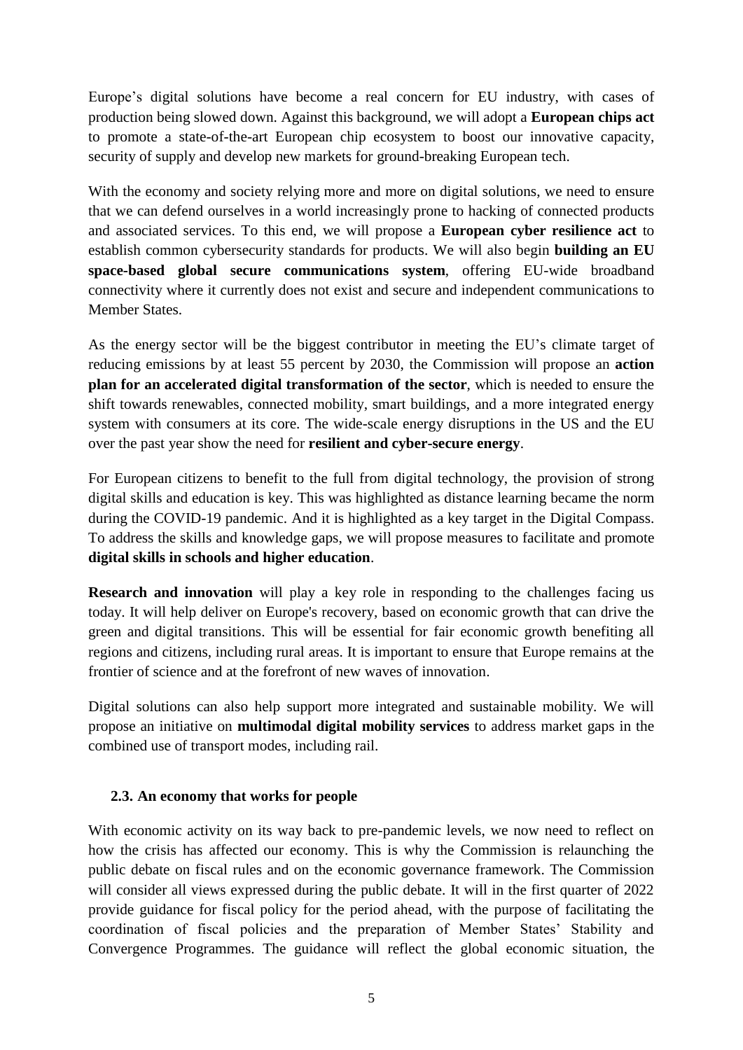Europe's digital solutions have become a real concern for EU industry, with cases of production being slowed down. Against this background, we will adopt a **European chips act** to promote a state-of-the-art European chip ecosystem to boost our innovative capacity, security of supply and develop new markets for ground-breaking European tech.

With the economy and society relying more and more on digital solutions, we need to ensure that we can defend ourselves in a world increasingly prone to hacking of connected products and associated services. To this end, we will propose a **European cyber resilience act** to establish common cybersecurity standards for products. We will also begin **building an EU space-based global secure communications system**, offering EU-wide broadband connectivity where it currently does not exist and secure and independent communications to Member States.

As the energy sector will be the biggest contributor in meeting the EU's climate target of reducing emissions by at least 55 percent by 2030, the Commission will propose an **action plan for an accelerated digital transformation of the sector**, which is needed to ensure the shift towards renewables, connected mobility, smart buildings, and a more integrated energy system with consumers at its core. The wide-scale energy disruptions in the US and the EU over the past year show the need for **resilient and cyber-secure energy**.

For European citizens to benefit to the full from digital technology, the provision of strong digital skills and education is key. This was highlighted as distance learning became the norm during the COVID-19 pandemic. And it is highlighted as a key target in the Digital Compass. To address the skills and knowledge gaps, we will propose measures to facilitate and promote **digital skills in schools and higher education**.

**Research and innovation** will play a key role in responding to the challenges facing us today. It will help deliver on Europe's recovery, based on economic growth that can drive the green and digital transitions. This will be essential for fair economic growth benefiting all regions and citizens, including rural areas. It is important to ensure that Europe remains at the frontier of science and at the forefront of new waves of innovation.

Digital solutions can also help support more integrated and sustainable mobility. We will propose an initiative on **multimodal digital mobility services** to address market gaps in the combined use of transport modes, including rail.

### 2.3. An economy that works for people

With economic activity on its way back to pre-pandemic levels, we now need to reflect on how the crisis has affected our economy. This is why the Commission is relaunching the public debate on fiscal rules and on the economic governance framework. The Commission will consider all views expressed during the public debate. It will in the first quarter of 2022 provide guidance for fiscal policy for the period ahead, with the purpose of facilitating the coordination of fiscal policies and the preparation of Member States' Stability and Convergence Programmes. The guidance will reflect the global economic situation, the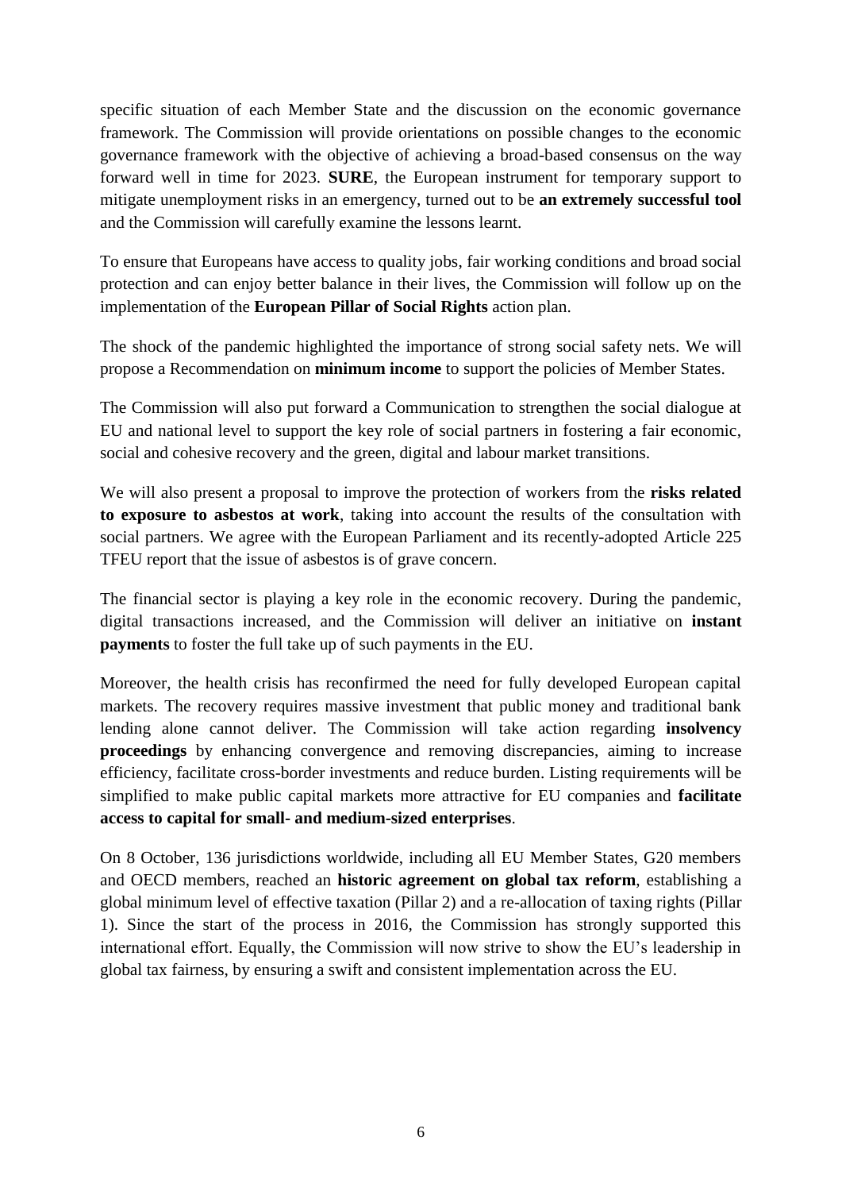specific situation of each Member State and the discussion on the economic governance framework. The Commission will provide orientations on possible changes to the economic governance framework with the objective of achieving a broad-based consensus on the way forward well in time for 2023. **SURE**, the European instrument for temporary support to mitigate unemployment risks in an emergency, turned out to be **an extremely successful tool** and the Commission will carefully examine the lessons learnt.

To ensure that Europeans have access to quality jobs, fair working conditions and broad social protection and can enjoy better balance in their lives, the Commission will follow up on the implementation of the **European Pillar of Social Rights** action plan.

The shock of the pandemic highlighted the importance of strong social safety nets. We will propose a Recommendation on **minimum income** to support the policies of Member States.

The Commission will also put forward a Communication to strengthen the social dialogue at EU and national level to support the key role of social partners in fostering a fair economic, social and cohesive recovery and the green, digital and labour market transitions.

We will also present a proposal to improve the protection of workers from the **risks related to exposure to asbestos at work**, taking into account the results of the consultation with social partners. We agree with the European Parliament and its recently-adopted Article 225 TFEU report that the issue of asbestos is of grave concern.

The financial sector is playing a key role in the economic recovery. During the pandemic, digital transactions increased, and the Commission will deliver an initiative on **instant payments** to foster the full take up of such payments in the EU.

Moreover, the health crisis has reconfirmed the need for fully developed European capital markets. The recovery requires massive investment that public money and traditional bank lending alone cannot deliver. The Commission will take action regarding **insolvency proceedings** by enhancing convergence and removing discrepancies, aiming to increase efficiency, facilitate cross-border investments and reduce burden. Listing requirements will be simplified to make public capital markets more attractive for EU companies and **facilitate access to capital for small- and medium-sized enterprises**.

On 8 October, 136 jurisdictions worldwide, including all EU Member States, G20 members and OECD members, reached an **historic agreement on global tax reform**, establishing a global minimum level of effective taxation (Pillar 2) and a re-allocation of taxing rights (Pillar 1). Since the start of the process in 2016, the Commission has strongly supported this international effort. Equally, the Commission will now strive to show the EU's leadership in global tax fairness, by ensuring a swift and consistent implementation across the EU.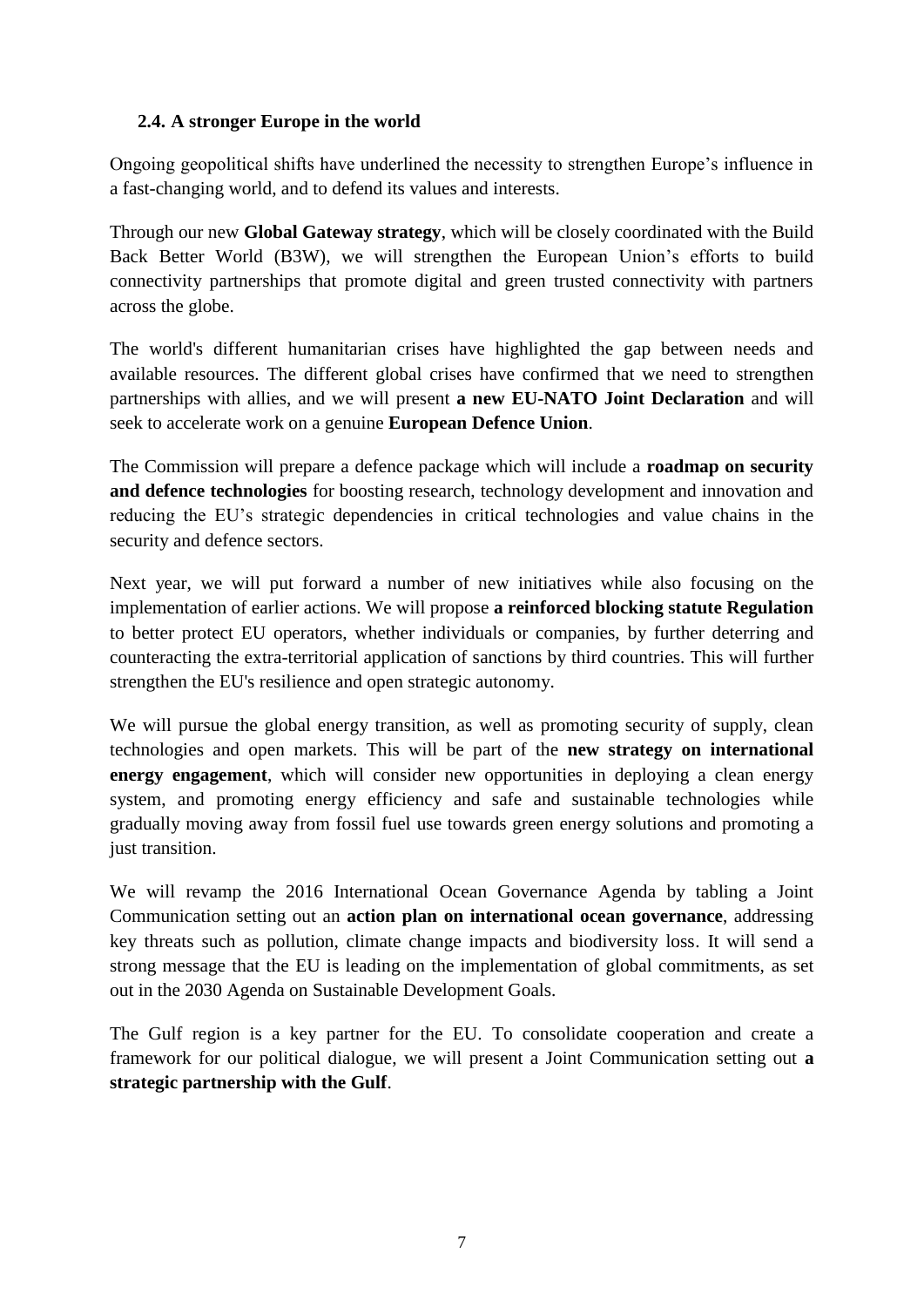### 2.4. A stronger Europe in the world

Ongoing geopolitical shifts have underlined the necessity to strengthen Europe's influence in a fast-changing world, and to defend its values and interests.

Through our new **Global Gateway strategy**, which will be closely coordinated with the Build Back Better World (B3W), we will strengthen the European Union's efforts to build connectivity partnerships that promote digital and green trusted connectivity with partners across the globe.

The world's different humanitarian crises have highlighted the gap between needs and available resources. The different global crises have confirmed that we need to strengthen partnerships with allies, and we will present **a new EU-NATO Joint Declaration** and will seek to accelerate work on a genuine **European Defence Union**.

The Commission will prepare a defence package which will include a **roadmap on security and defence technologies** for boosting research, technology development and innovation and reducing the EU's strategic dependencies in critical technologies and value chains in the security and defence sectors.

Next year, we will put forward a number of new initiatives while also focusing on the implementation of earlier actions. We will propose **a reinforced blocking statute Regulation** to better protect EU operators, whether individuals or companies, by further deterring and counteracting the extra-territorial application of sanctions by third countries. This will further strengthen the EU's resilience and open strategic autonomy.

We will pursue the global energy transition, as well as promoting security of supply, clean technologies and open markets. This will be part of the **new strategy on international energy engagement**, which will consider new opportunities in deploying a clean energy system, and promoting energy efficiency and safe and sustainable technologies while gradually moving away from fossil fuel use towards green energy solutions and promoting a just transition.

We will revamp the 2016 International Ocean Governance Agenda by tabling a Joint Communication setting out an **action plan on international ocean governance**, addressing key threats such as pollution, climate change impacts and biodiversity loss. It will send a strong message that the EU is leading on the implementation of global commitments, as set out in the 2030 Agenda on Sustainable Development Goals.

The Gulf region is a key partner for the EU. To consolidate cooperation and create a framework for our political dialogue, we will present a Joint Communication setting out **a strategic partnership with the Gulf**.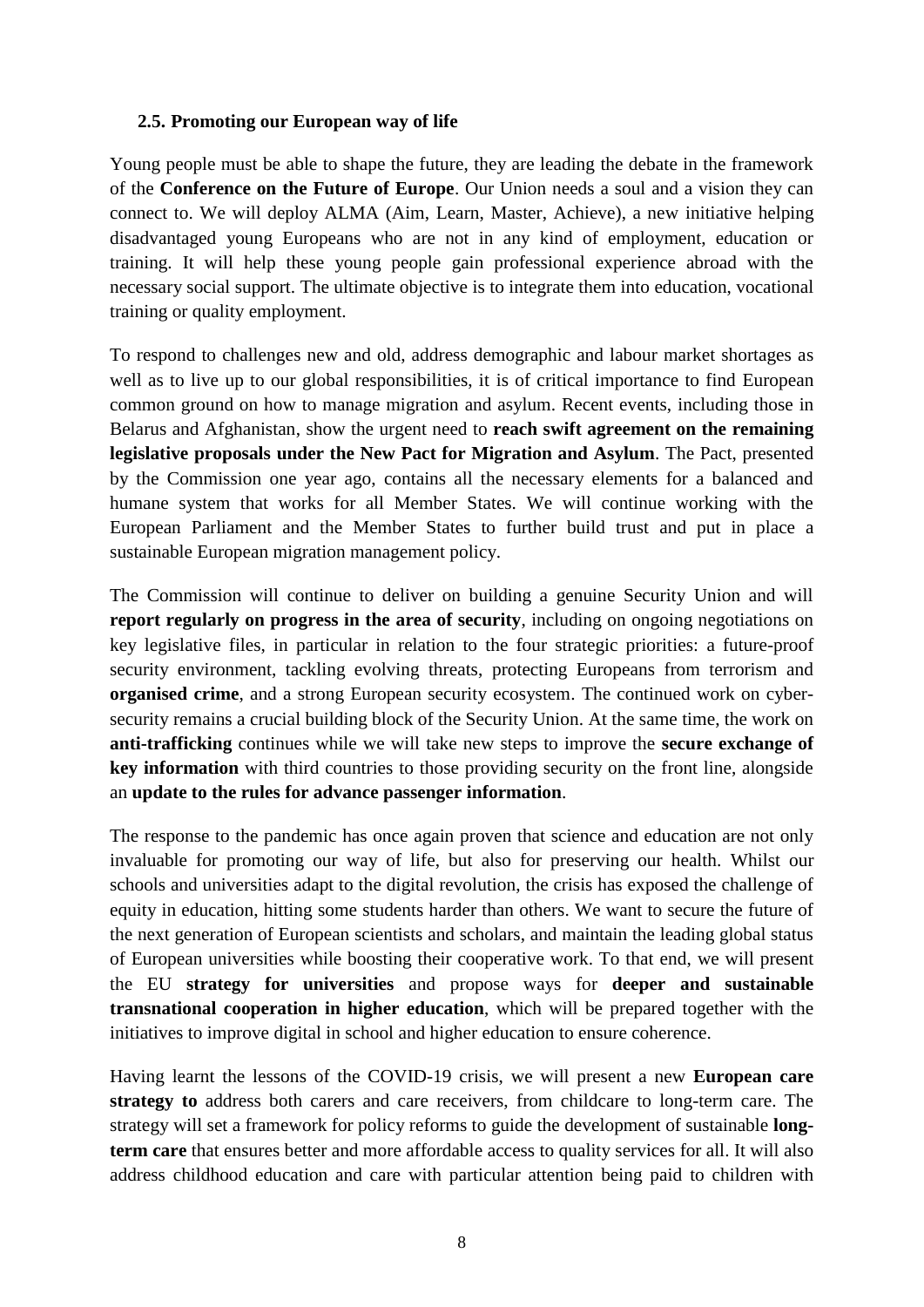### 2.5. Promoting our European way of life

Young people must be able to shape the future, they are leading the debate in the framework of the **Conference on the Future of Europe**. Our Union needs a soul and a vision they can connect to. We will deploy ALMA (Aim, Learn, Master, Achieve), a new initiative helping disadvantaged young Europeans who are not in any kind of employment, education or training. It will help these young people gain professional experience abroad with the necessary social support. The ultimate objective is to integrate them into education, vocational training or quality employment.

To respond to challenges new and old, address demographic and labour market shortages as well as to live up to our global responsibilities, it is of critical importance to find European common ground on how to manage migration and asylum. Recent events, including those in Belarus and Afghanistan, show the urgent need to **reach swift agreement on the remaining legislative proposals under the New Pact for Migration and Asylum**. The Pact, presented by the Commission one year ago, contains all the necessary elements for a balanced and humane system that works for all Member States. We will continue working with the European Parliament and the Member States to further build trust and put in place a sustainable European migration management policy.

The Commission will continue to deliver on building a genuine Security Union and will **report regularly on progress in the area of security**, including on ongoing negotiations on key legislative files, in particular in relation to the four strategic priorities: a future-proof security environment, tackling evolving threats, protecting Europeans from terrorism and **organised crime**, and a strong European security ecosystem. The continued work on cyber-security remains a crucial building block of the Security Union. At the same time, the work on **anti-trafficking** continues while we will take new steps to improve the **secure exchange of key information** with third countries to those providing security on the front line, alongside an **update to the rules for advance passenger information**.

The response to the pandemic has once again proven that science and education are not only invaluable for promoting our way of life, but also for preserving our health. Whilst our schools and universities adapt to the digital revolution, the crisis has exposed the challenge of equity in education, hitting some students harder than others. We want to secure the future of the next generation of European scientists and scholars, and maintain the leading global status of European universities while boosting their cooperative work. To that end, we will present the EU **strategy for universities** and propose ways for **deeper and sustainable transnational cooperation in higher education**, which will be prepared together with the initiatives to improve digital in school and higher education to ensure coherence.

Having learnt the lessons of the COVID-19 crisis, we will present a new **European care strategy to** address both carers and care receivers, from childcare to long-term care. The strategy will set a framework for policy reforms to guide the development of sustainable **long-term care** that ensures better and more affordable access to quality services for all. It will also address childhood education and care with particular attention being paid to children with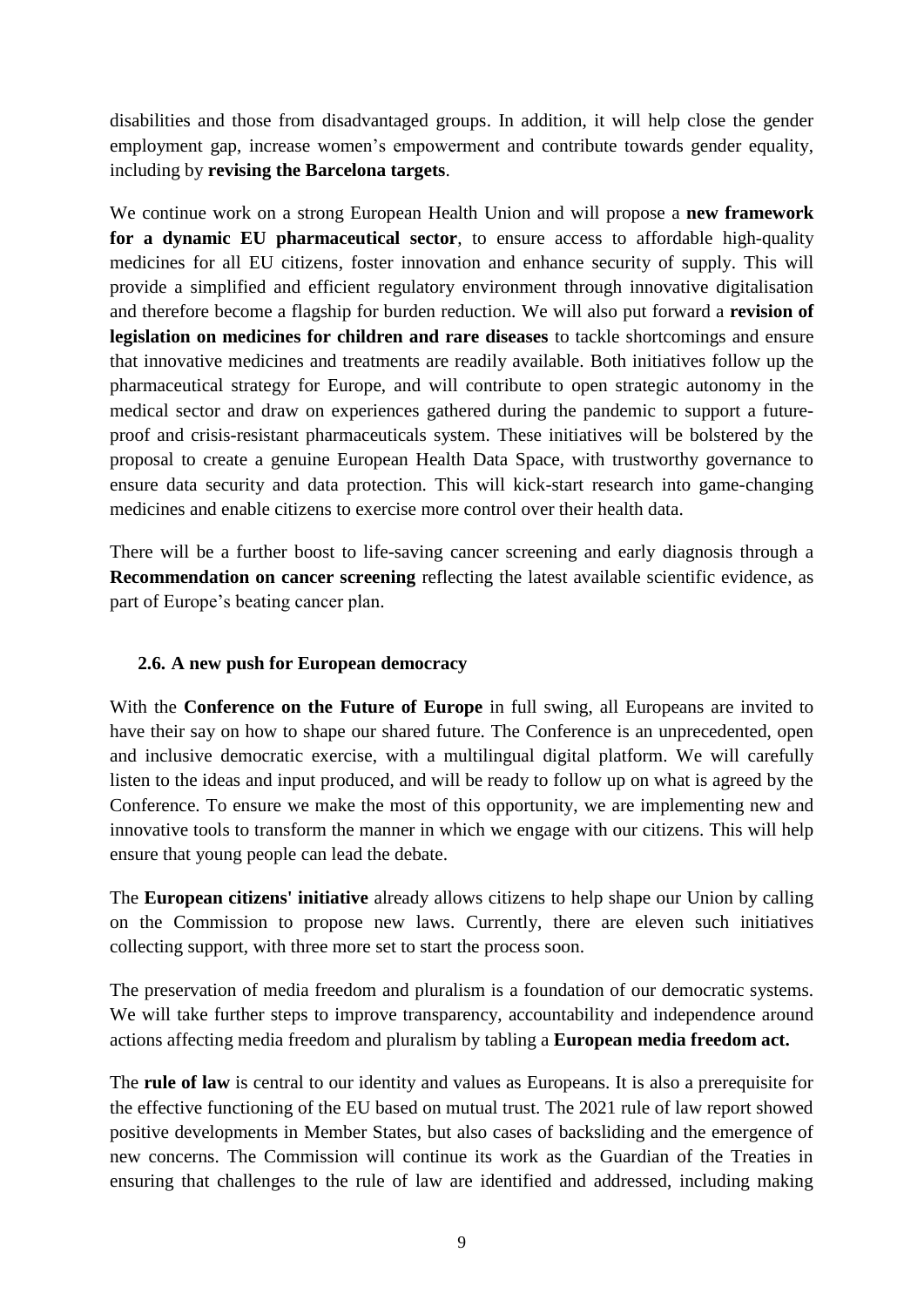disabilities and those from disadvantaged groups. In addition, it will help close the gender employment gap, increase women's empowerment and contribute towards gender equality, including by **revising the Barcelona targets**.

We continue work on a strong European Health Union and will propose a **new framework for a dynamic EU pharmaceutical sector**, to ensure access to affordable high-quality medicines for all EU citizens, foster innovation and enhance security of supply. This will provide a simplified and efficient regulatory environment through innovative digitalisation and therefore become a flagship for burden reduction. We will also put forward a **revision of legislation on medicines for children and rare diseases** to tackle shortcomings and ensure that innovative medicines and treatments are readily available. Both initiatives follow up the pharmaceutical strategy for Europe, and will contribute to open strategic autonomy in the medical sector and draw on experiences gathered during the pandemic to support a future-proof and crisis-resistant pharmaceuticals system. These initiatives will be bolstered by the proposal to create a genuine European Health Data Space, with trustworthy governance to ensure data security and data protection. This will kick-start research into game-changing medicines and enable citizens to exercise more control over their health data.

There will be a further boost to life-saving cancer screening and early diagnosis through a **Recommendation on cancer screening** reflecting the latest available scientific evidence, as part of Europe's beating cancer plan.

### 2.6. A new push for European democracy

With the **Conference on the Future of Europe** in full swing, all Europeans are invited to have their say on how to shape our shared future. The Conference is an unprecedented, open and inclusive democratic exercise, with a multilingual digital platform. We will carefully listen to the ideas and input produced, and will be ready to follow up on what is agreed by the Conference. To ensure we make the most of this opportunity, we are implementing new and innovative tools to transform the manner in which we engage with our citizens. This will help ensure that young people can lead the debate.

The **European citizens' initiative** already allows citizens to help shape our Union by calling on the Commission to propose new laws. Currently, there are eleven such initiatives collecting support, with three more set to start the process soon.

The preservation of media freedom and pluralism is a foundation of our democratic systems. We will take further steps to improve transparency, accountability and independence around actions affecting media freedom and pluralism by tabling a **European media freedom act.**

The **rule of law** is central to our identity and values as Europeans. It is also a prerequisite for the effective functioning of the EU based on mutual trust. The 2021 rule of law report showed positive developments in Member States, but also cases of backsliding and the emergence of new concerns. The Commission will continue its work as the Guardian of the Treaties in ensuring that challenges to the rule of law are identified and addressed, including making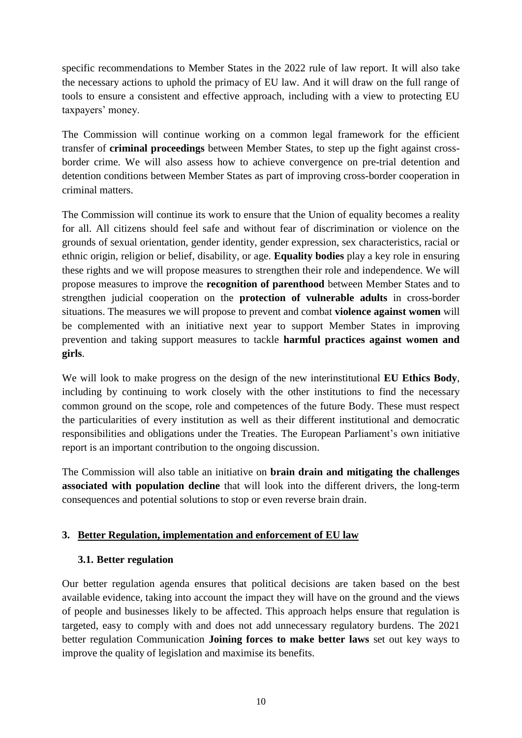specific recommendations to Member States in the 2022 rule of law report. It will also take the necessary actions to uphold the primacy of EU law. And it will draw on the full range of tools to ensure a consistent and effective approach, including with a view to protecting EU taxpayers' money.

The Commission will continue working on a common legal framework for the efficient transfer of **criminal proceedings** between Member States, to step up the fight against cross-border crime. We will also assess how to achieve convergence on pre-trial detention and detention conditions between Member States as part of improving cross-border cooperation in criminal matters.

The Commission will continue its work to ensure that the Union of equality becomes a reality for all. All citizens should feel safe and without fear of discrimination or violence on the grounds of sexual orientation, gender identity, gender expression, sex characteristics, racial or ethnic origin, religion or belief, disability, or age. **Equality bodies** play a key role in ensuring these rights and we will propose measures to strengthen their role and independence. We will propose measures to improve the **recognition of parenthood** between Member States and to strengthen judicial cooperation on the **protection of vulnerable adults** in cross-border situations. The measures we will propose to prevent and combat **violence against women** will be complemented with an initiative next year to support Member States in improving prevention and taking support measures to tackle **harmful practices against women and girls**.

We will look to make progress on the design of the new interinstitutional **EU Ethics Body**, including by continuing to work closely with the other institutions to find the necessary common ground on the scope, role and competences of the future Body. These must respect the particularities of every institution as well as their different institutional and democratic responsibilities and obligations under the Treaties. The European Parliament's own initiative report is an important contribution to the ongoing discussion.

The Commission will also table an initiative on **brain drain and mitigating the challenges associated with population decline** that will look into the different drivers, the long-term consequences and potential solutions to stop or even reverse brain drain.

## 3. Better Regulation, implementation and enforcement of EU law

### 3.1. Better regulation

Our better regulation agenda ensures that political decisions are taken based on the best available evidence, taking into account the impact they will have on the ground and the views of people and businesses likely to be affected. This approach helps ensure that regulation is targeted, easy to comply with and does not add unnecessary regulatory burdens. The 2021 better regulation Communication **Joining forces to make better laws** set out key ways to improve the quality of legislation and maximise its benefits.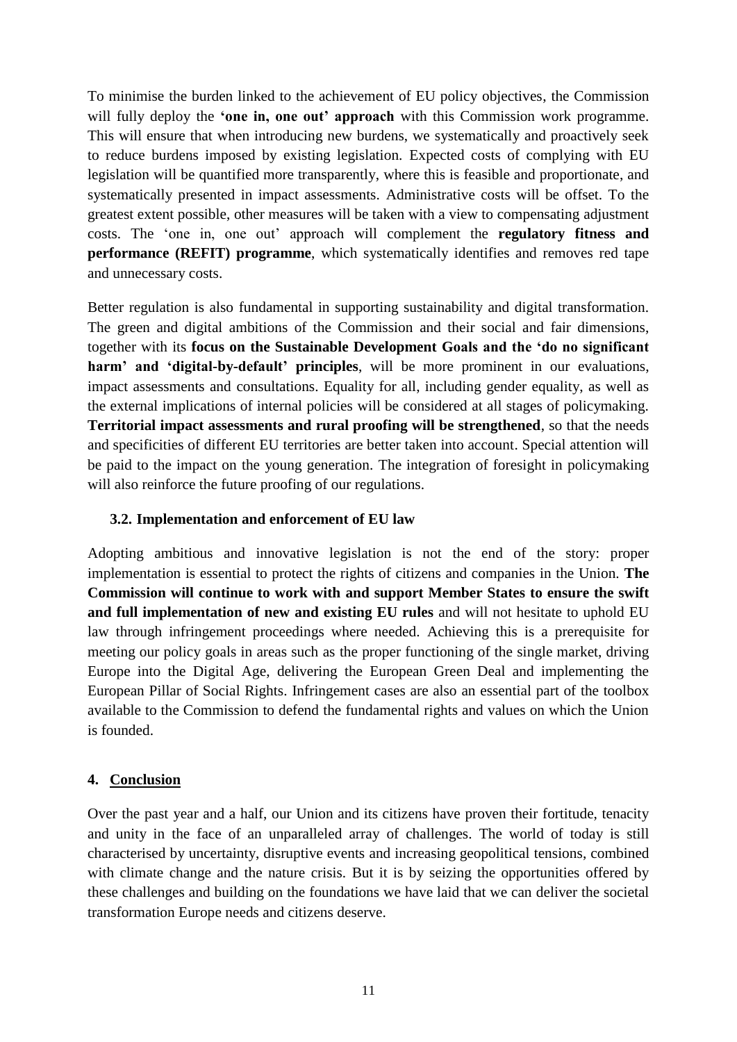To minimise the burden linked to the achievement of EU policy objectives, the Commission will fully deploy the **'one in, one out' approach** with this Commission work programme. This will ensure that when introducing new burdens, we systematically and proactively seek to reduce burdens imposed by existing legislation. Expected costs of complying with EU legislation will be quantified more transparently, where this is feasible and proportionate, and systematically presented in impact assessments. Administrative costs will be offset. To the greatest extent possible, other measures will be taken with a view to compensating adjustment costs. The 'one in, one out' approach will complement the **regulatory fitness and performance (REFIT) programme**, which systematically identifies and removes red tape and unnecessary costs.

Better regulation is also fundamental in supporting sustainability and digital transformation. The green and digital ambitions of the Commission and their social and fair dimensions, together with its **focus on the Sustainable Development Goals and the 'do no significant harm' and 'digital-by-default' principles**, will be more prominent in our evaluations, impact assessments and consultations. Equality for all, including gender equality, as well as the external implications of internal policies will be considered at all stages of policymaking. **Territorial impact assessments and rural proofing will be strengthened**, so that the needs and specificities of different EU territories are better taken into account. Special attention will be paid to the impact on the young generation. The integration of foresight in policymaking will also reinforce the future proofing of our regulations.

### 3.2. Implementation and enforcement of EU law

Adopting ambitious and innovative legislation is not the end of the story: proper implementation is essential to protect the rights of citizens and companies in the Union. **The Commission will continue to work with and support Member States to ensure the swift and full implementation of new and existing EU rules** and will not hesitate to uphold EU law through infringement proceedings where needed. Achieving this is a prerequisite for meeting our policy goals in areas such as the proper functioning of the single market, driving Europe into the Digital Age, delivering the European Green Deal and implementing the European Pillar of Social Rights. Infringement cases are also an essential part of the toolbox available to the Commission to defend the fundamental rights and values on which the Union is founded.

## 4. Conclusion

Over the past year and a half, our Union and its citizens have proven their fortitude, tenacity and unity in the face of an unparalleled array of challenges. The world of today is still characterised by uncertainty, disruptive events and increasing geopolitical tensions, combined with climate change and the nature crisis. But it is by seizing the opportunities offered by these challenges and building on the foundations we have laid that we can deliver the societal transformation Europe needs and citizens deserve.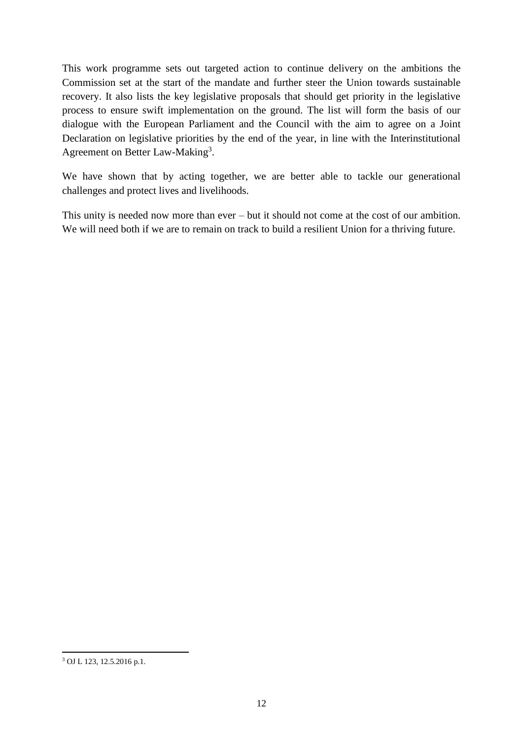This work programme sets out targeted action to continue delivery on the ambitions the Commission set at the start of the mandate and further steer the Union towards sustainable recovery. It also lists the key legislative proposals that should get priority in the legislative process to ensure swift implementation on the ground. The list will form the basis of our dialogue with the European Parliament and the Council with the aim to agree on a Joint Declaration on legislative priorities by the end of the year, in line with the Interinstitutional Agreement on Better Law-Making[3].

We have shown that by acting together, we are better able to tackle our generational challenges and protect lives and livelihoods.

This unity is needed now more than ever – but it should not come at the cost of our ambition. We will need both if we are to remain on track to build a resilient Union for a thriving future.

---

[3] OJ L 123, 12.5.2016 p.1.